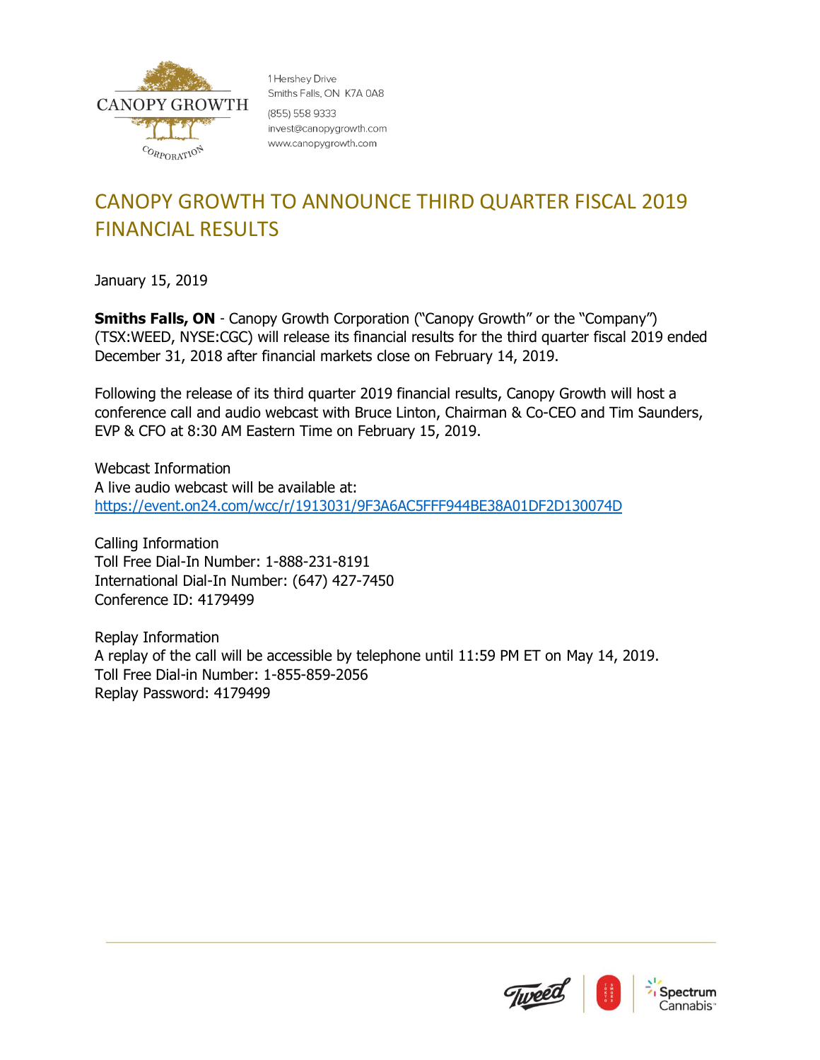CANOPY GROWTH CORPORATION

1 Hershey Drive
Smiths Falls, ON K7A 0A8
(855) 558 9333
invest@canopygrowth.com
www.canopygrowth.com

# CANOPY GROWTH TO ANNOUNCE THIRD QUARTER FISCAL 2019 FINANCIAL RESULTS

January 15, 2019

**Smiths Falls, ON** - Canopy Growth Corporation ("Canopy Growth" or the "Company") (TSX:WEED, NYSE:CGC) will release its financial results for the third quarter fiscal 2019 ended December 31, 2018 after financial markets close on February 14, 2019.

Following the release of its third quarter 2019 financial results, Canopy Growth will host a conference call and audio webcast with Bruce Linton, Chairman & Co-CEO and Tim Saunders, EVP & CFO at 8:30 AM Eastern Time on February 15, 2019.

Webcast Information
A live audio webcast will be available at:
https://event.on24.com/wcc/r/1913031/9F3A6AC5FFF944BE38A01DF2D130074D

Calling Information
Toll Free Dial-In Number: 1-888-231-8191
International Dial-In Number: (647) 427-7450
Conference ID: 4179499

Replay Information
A replay of the call will be accessible by telephone until 11:59 PM ET on May 14, 2019.
Toll Free Dial-in Number: 1-855-859-2056
Replay Password: 4179499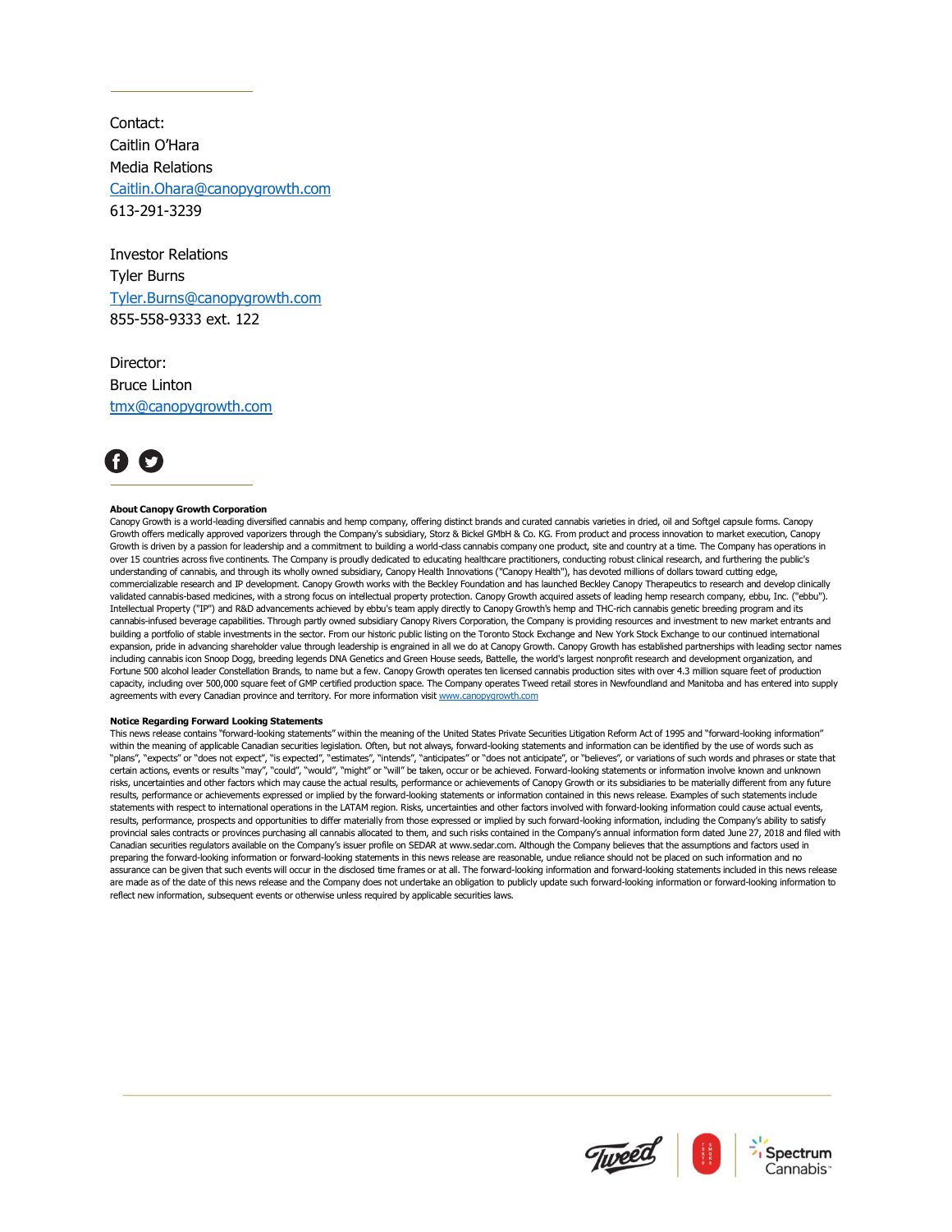Contact:
Caitlin O'Hara
Media Relations
Caitlin.Ohara@canopygrowth.com
613-291-3239

Investor Relations
Tyler Burns
Tyler.Burns@canopygrowth.com
855-558-9333 ext. 122

Director:
Bruce Linton
tmx@canopygrowth.com

**About Canopy Growth Corporation**

Canopy Growth is a world-leading diversified cannabis and hemp company, offering distinct brands and curated cannabis varieties in dried, oil and Softgel capsule forms. Canopy Growth offers medically approved vaporizers through the Company's subsidiary, Storz & Bickel GMbH & Co. KG. From product and process innovation to market execution, Canopy Growth is driven by a passion for leadership and a commitment to building a world-class cannabis company one product, site and country at a time. The Company has operations in over 15 countries across five continents. The Company is proudly dedicated to educating healthcare practitioners, conducting robust clinical research, and furthering the public's understanding of cannabis, and through its wholly owned subsidiary, Canopy Health Innovations ("Canopy Health"), has devoted millions of dollars toward cutting edge, commercializable research and IP development. Canopy Growth works with the Beckley Foundation and has launched Beckley Canopy Therapeutics to research and develop clinically validated cannabis-based medicines, with a strong focus on intellectual property protection. Canopy Growth acquired assets of leading hemp research company, ebbu, Inc. ("ebbu"). Intellectual Property ("IP") and R&D advancements achieved by ebbu's team apply directly to Canopy Growth's hemp and THC-rich cannabis genetic breeding program and its cannabis-infused beverage capabilities. Through partly owned subsidiary Canopy Rivers Corporation, the Company is providing resources and investment to new market entrants and building a portfolio of stable investments in the sector. From our historic public listing on the Toronto Stock Exchange and New York Stock Exchange to our continued international expansion, pride in advancing shareholder value through leadership is engrained in all we do at Canopy Growth. Canopy Growth has established partnerships with leading sector names including cannabis icon Snoop Dogg, breeding legends DNA Genetics and Green House seeds, Battelle, the world's largest nonprofit research and development organization, and Fortune 500 alcohol leader Constellation Brands, to name but a few. Canopy Growth operates ten licensed cannabis production sites with over 4.3 million square feet of production capacity, including over 500,000 square feet of GMP certified production space. The Company operates Tweed retail stores in Newfoundland and Manitoba and has entered into supply agreements with every Canadian province and territory. For more information visit www.canopygrowth.com

**Notice Regarding Forward Looking Statements**

This news release contains "forward-looking statements" within the meaning of the United States Private Securities Litigation Reform Act of 1995 and "forward-looking information" within the meaning of applicable Canadian securities legislation. Often, but not always, forward-looking statements and information can be identified by the use of words such as "plans", "expects" or "does not expect", "is expected", "estimates", "intends", "anticipates" or "does not anticipate", or "believes", or variations of such words and phrases or state that certain actions, events or results "may", "could", "would", "might" or "will" be taken, occur or be achieved. Forward-looking statements or information involve known and unknown risks, uncertainties and other factors which may cause the actual results, performance or achievements of Canopy Growth or its subsidiaries to be materially different from any future results, performance or achievements expressed or implied by the forward-looking statements or information contained in this news release. Examples of such statements include statements with respect to international operations in the LATAM region. Risks, uncertainties and other factors involved with forward-looking information could cause actual events, results, performance, prospects and opportunities to differ materially from those expressed or implied by such forward-looking information, including the Company's ability to satisfy provincial sales contracts or provinces purchasing all cannabis allocated to them, and such risks contained in the Company's annual information form dated June 27, 2018 and filed with Canadian securities regulators available on the Company's issuer profile on SEDAR at www.sedar.com. Although the Company believes that the assumptions and factors used in preparing the forward-looking information or forward-looking statements in this news release are reasonable, undue reliance should not be placed on such information and no assurance can be given that such events will occur in the disclosed time frames or at all. The forward-looking information and forward-looking statements included in this news release are made as of the date of this news release and the Company does not undertake an obligation to publicly update such forward-looking information or forward-looking information to reflect new information, subsequent events or otherwise unless required by applicable securities laws.